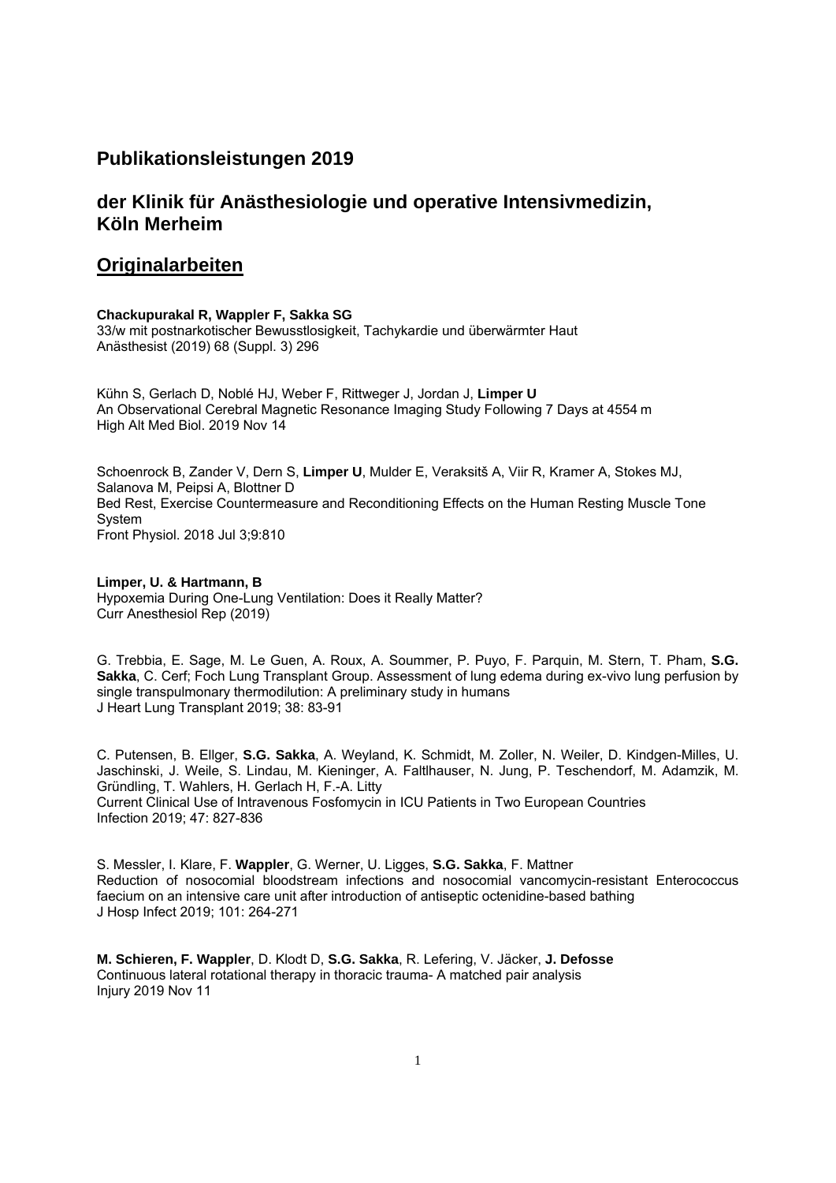# Publikationsleistungen 2019

## der Klinik für Anästhesiologie und operative Intensivmedizin, Köln Merheim

## Originalarbeiten

**Chackupurakal R, Wappler F, Sakka SG**
33/w mit postnarkotischer Bewusstlosigkeit, Tachykardie und überwärmter Haut
Anästhesist (2019) 68 (Suppl. 3) 296

Kühn S, Gerlach D, Noblé HJ, Weber F, Rittweger J, Jordan J, **Limper U**
An Observational Cerebral Magnetic Resonance Imaging Study Following 7 Days at 4554 m
High Alt Med Biol. 2019 Nov 14

Schoenrock B, Zander V, Dern S, **Limper U**, Mulder E, Veraksitš A, Viir R, Kramer A, Stokes MJ, Salanova M, Peipsi A, Blottner D
Bed Rest, Exercise Countermeasure and Reconditioning Effects on the Human Resting Muscle Tone System
Front Physiol. 2018 Jul 3;9:810

**Limper, U. & Hartmann, B**
Hypoxemia During One-Lung Ventilation: Does it Really Matter?
Curr Anesthesiol Rep (2019)

G. Trebbia, E. Sage, M. Le Guen, A. Roux, A. Soummer, P. Puyo, F. Parquin, M. Stern, T. Pham, **S.G. Sakka**, C. Cerf; Foch Lung Transplant Group. Assessment of lung edema during ex-vivo lung perfusion by single transpulmonary thermodilution: A preliminary study in humans
J Heart Lung Transplant 2019; 38: 83-91

C. Putensen, B. Ellger, **S.G. Sakka**, A. Weyland, K. Schmidt, M. Zoller, N. Weiler, D. Kindgen-Milles, U. Jaschinski, J. Weile, S. Lindau, M. Kieninger, A. Faltlhauser, N. Jung, P. Teschendorf, M. Adamzik, M. Gründling, T. Wahlers, H. Gerlach H, F.-A. Litty
Current Clinical Use of Intravenous Fosfomycin in ICU Patients in Two European Countries
Infection 2019; 47: 827-836

S. Messler, I. Klare, F. **Wappler**, G. Werner, U. Ligges, **S.G. Sakka**, F. Mattner
Reduction of nosocomial bloodstream infections and nosocomial vancomycin-resistant Enterococcus faecium on an intensive care unit after introduction of antiseptic octenidine-based bathing
J Hosp Infect 2019; 101: 264-271

**M. Schieren, F. Wappler**, D. Klodt D, **S.G. Sakka**, R. Lefering, V. Jäcker, **J. Defosse**
Continuous lateral rotational therapy in thoracic trauma- A matched pair analysis
Injury 2019 Nov 11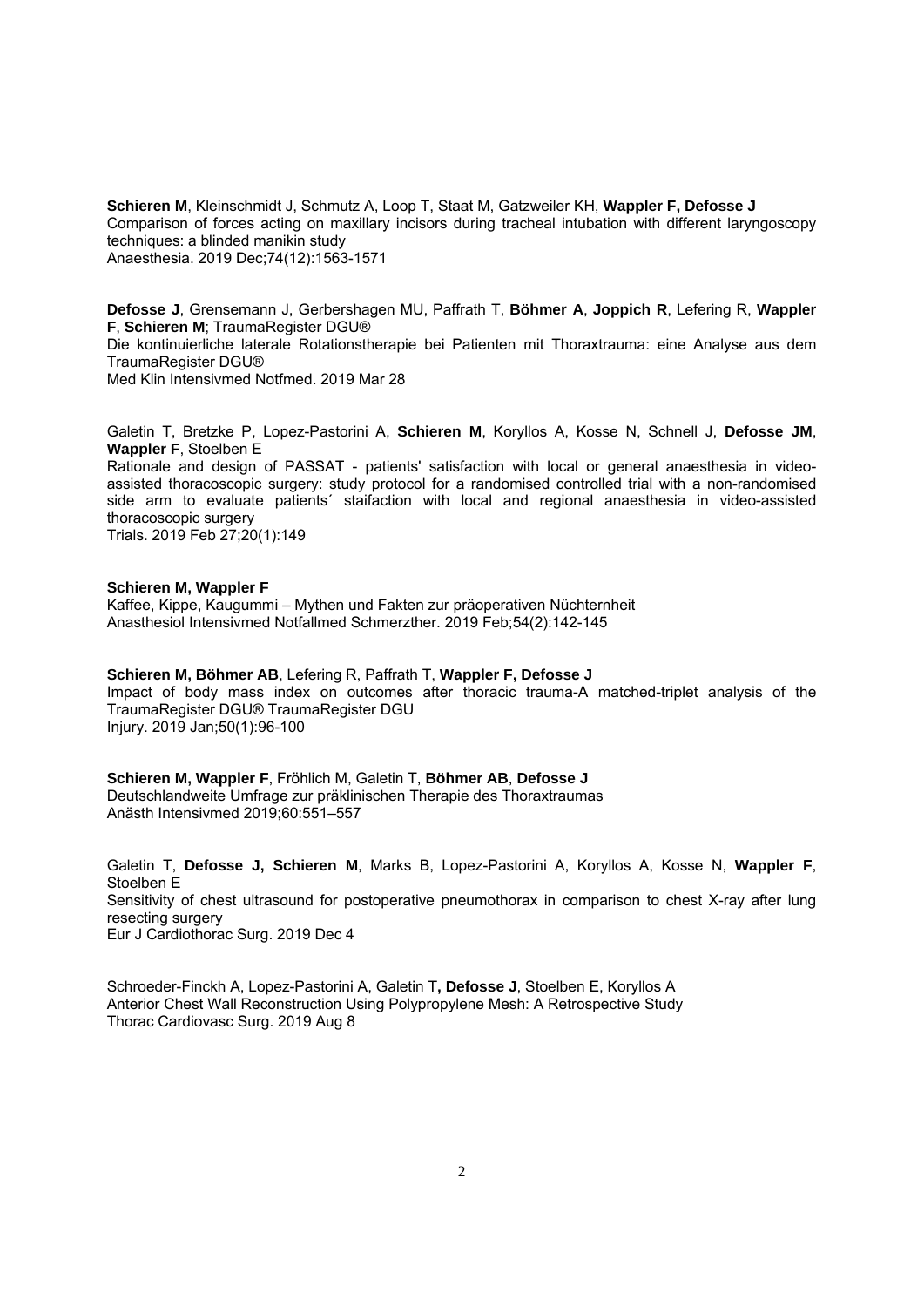**Schieren M**, Kleinschmidt J, Schmutz A, Loop T, Staat M, Gatzweiler KH, **Wappler F, Defosse J**
Comparison of forces acting on maxillary incisors during tracheal intubation with different laryngoscopy techniques: a blinded manikin study
Anaesthesia. 2019 Dec;74(12):1563-1571

**Defosse J**, Grensemann J, Gerbershagen MU, Paffrath T, **Böhmer A**, **Joppich R**, Lefering R, **Wappler F**, **Schieren M**; TraumaRegister DGU®
Die kontinuierliche laterale Rotationstherapie bei Patienten mit Thoraxtrauma: eine Analyse aus dem TraumaRegister DGU®
Med Klin Intensivmed Notfmed. 2019 Mar 28

Galetin T, Bretzke P, Lopez-Pastorini A, **Schieren M**, Koryllos A, Kosse N, Schnell J, **Defosse JM**, **Wappler F**, Stoelben E
Rationale and design of PASSAT - patients' satisfaction with local or general anaesthesia in video-assisted thoracoscopic surgery: study protocol for a randomised controlled trial with a non-randomised side arm to evaluate patients´ staifaction with local and regional anaesthesia in video-assisted thoracoscopic surgery
Trials. 2019 Feb 27;20(1):149

**Schieren M, Wappler F**
Kaffee, Kippe, Kaugummi – Mythen und Fakten zur präoperativen Nüchternheit
Anasthesiol Intensivmed Notfallmed Schmerzther. 2019 Feb;54(2):142-145

**Schieren M, Böhmer AB**, Lefering R, Paffrath T, **Wappler F, Defosse J**
Impact of body mass index on outcomes after thoracic trauma-A matched-triplet analysis of the TraumaRegister DGU® TraumaRegister DGU
Injury. 2019 Jan;50(1):96-100

**Schieren M, Wappler F**, Fröhlich M, Galetin T, **Böhmer AB**, **Defosse J**
Deutschlandweite Umfrage zur präklinischen Therapie des Thoraxtraumas
Anästh Intensivmed 2019;60:551–557

Galetin T, **Defosse J, Schieren M**, Marks B, Lopez-Pastorini A, Koryllos A, Kosse N, **Wappler F**, Stoelben E
Sensitivity of chest ultrasound for postoperative pneumothorax in comparison to chest X-ray after lung resecting surgery
Eur J Cardiothorac Surg. 2019 Dec 4

Schroeder-Finckh A, Lopez-Pastorini A, Galetin T**, Defosse J**, Stoelben E, Koryllos A
Anterior Chest Wall Reconstruction Using Polypropylene Mesh: A Retrospective Study
Thorac Cardiovasc Surg. 2019 Aug 8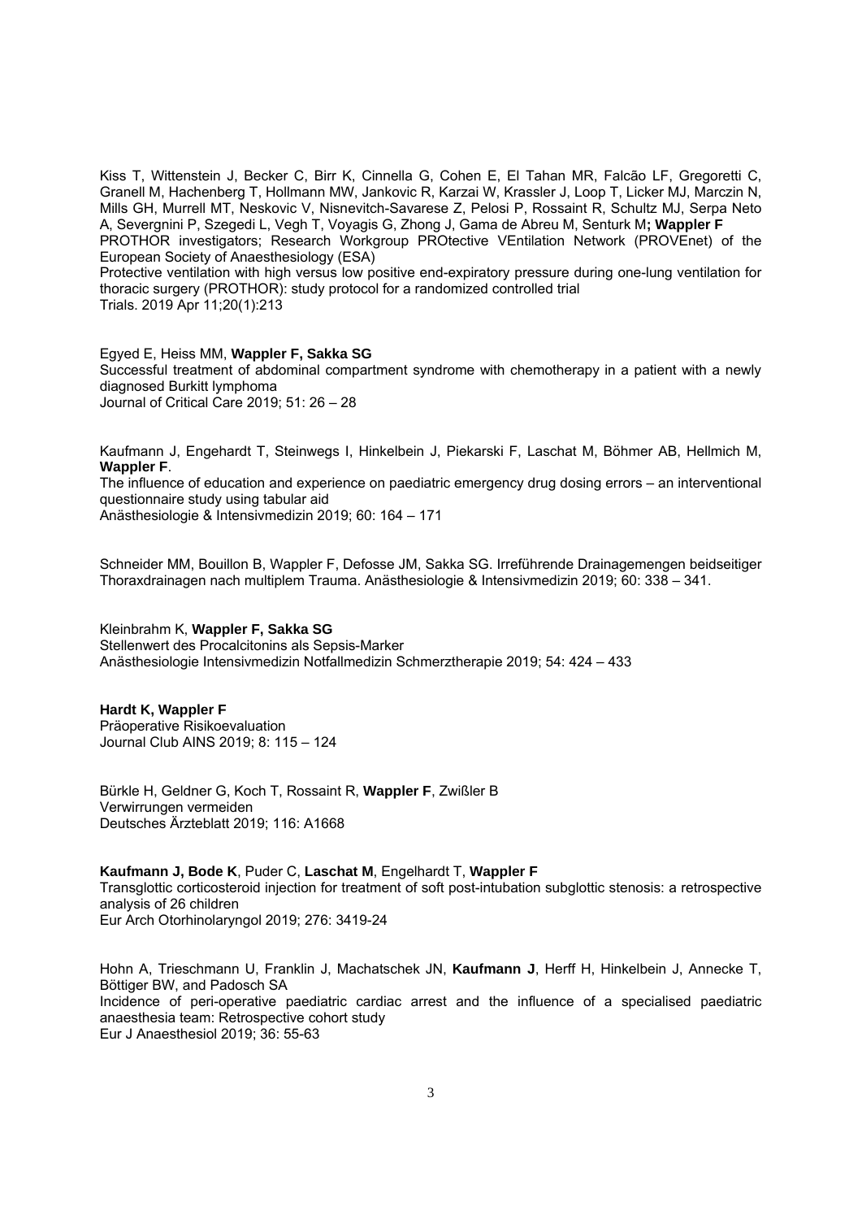Kiss T, Wittenstein J, Becker C, Birr K, Cinnella G, Cohen E, El Tahan MR, Falcão LF, Gregoretti C, Granell M, Hachenberg T, Hollmann MW, Jankovic R, Karzai W, Krassler J, Loop T, Licker MJ, Marczin N, Mills GH, Murrell MT, Neskovic V, Nisnevitch-Savarese Z, Pelosi P, Rossaint R, Schultz MJ, Serpa Neto A, Severgnini P, Szegedi L, Vegh T, Voyagis G, Zhong J, Gama de Abreu M, Senturk M**; Wappler F**
PROTHOR investigators; Research Workgroup PROtective VEntilation Network (PROVEnet) of the European Society of Anaesthesiology (ESA)
Protective ventilation with high versus low positive end-expiratory pressure during one-lung ventilation for thoracic surgery (PROTHOR): study protocol for a randomized controlled trial
Trials. 2019 Apr 11;20(1):213

Egyed E, Heiss MM, **Wappler F, Sakka SG**
Successful treatment of abdominal compartment syndrome with chemotherapy in a patient with a newly diagnosed Burkitt lymphoma
Journal of Critical Care 2019; 51: 26 – 28

Kaufmann J, Engehardt T, Steinwegs I, Hinkelbein J, Piekarski F, Laschat M, Böhmer AB, Hellmich M, **Wappler F**.
The influence of education and experience on paediatric emergency drug dosing errors – an interventional questionnaire study using tabular aid
Anästhesiologie & Intensivmedizin 2019; 60: 164 – 171

Schneider MM, Bouillon B, Wappler F, Defosse JM, Sakka SG. Irreführende Drainagemengen beidseitiger Thoraxdrainagen nach multiplem Trauma. Anästhesiologie & Intensivmedizin 2019; 60: 338 – 341.

Kleinbrahm K, **Wappler F, Sakka SG**
Stellenwert des Procalcitonins als Sepsis-Marker
Anästhesiologie Intensivmedizin Notfallmedizin Schmerztherapie 2019; 54: 424 – 433

**Hardt K, Wappler F**
Präoperative Risikoevaluation
Journal Club AINS 2019; 8: 115 – 124

Bürkle H, Geldner G, Koch T, Rossaint R, **Wappler F**, Zwißler B
Verwirrungen vermeiden
Deutsches Ärzteblatt 2019; 116: A1668

**Kaufmann J, Bode K**, Puder C, **Laschat M**, Engelhardt T, **Wappler F**
Transglottic corticosteroid injection for treatment of soft post-intubation subglottic stenosis: a retrospective analysis of 26 children
Eur Arch Otorhinolaryngol 2019; 276: 3419-24

Hohn A, Trieschmann U, Franklin J, Machatschek JN, **Kaufmann J**, Herff H, Hinkelbein J, Annecke T, Böttiger BW, and Padosch SA
Incidence of peri-operative paediatric cardiac arrest and the influence of a specialised paediatric anaesthesia team: Retrospective cohort study
Eur J Anaesthesiol 2019; 36: 55-63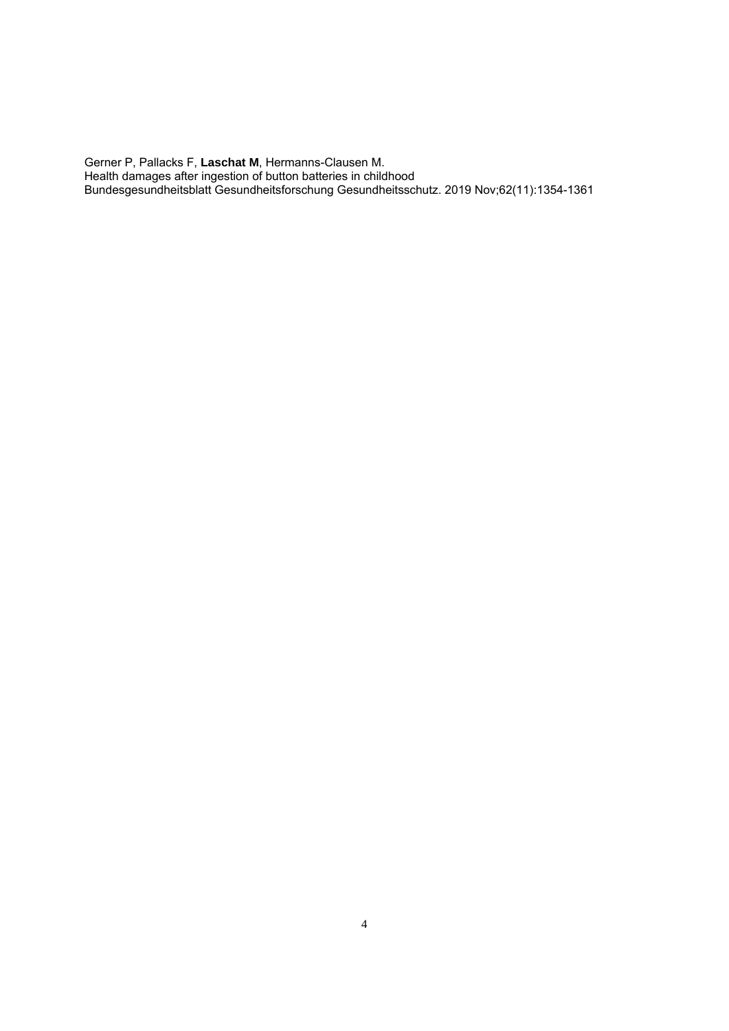Gerner P, Pallacks F, **Laschat M**, Hermanns-Clausen M.
Health damages after ingestion of button batteries in childhood
Bundesgesundheitsblatt Gesundheitsforschung Gesundheitsschutz. 2019 Nov;62(11):1354-1361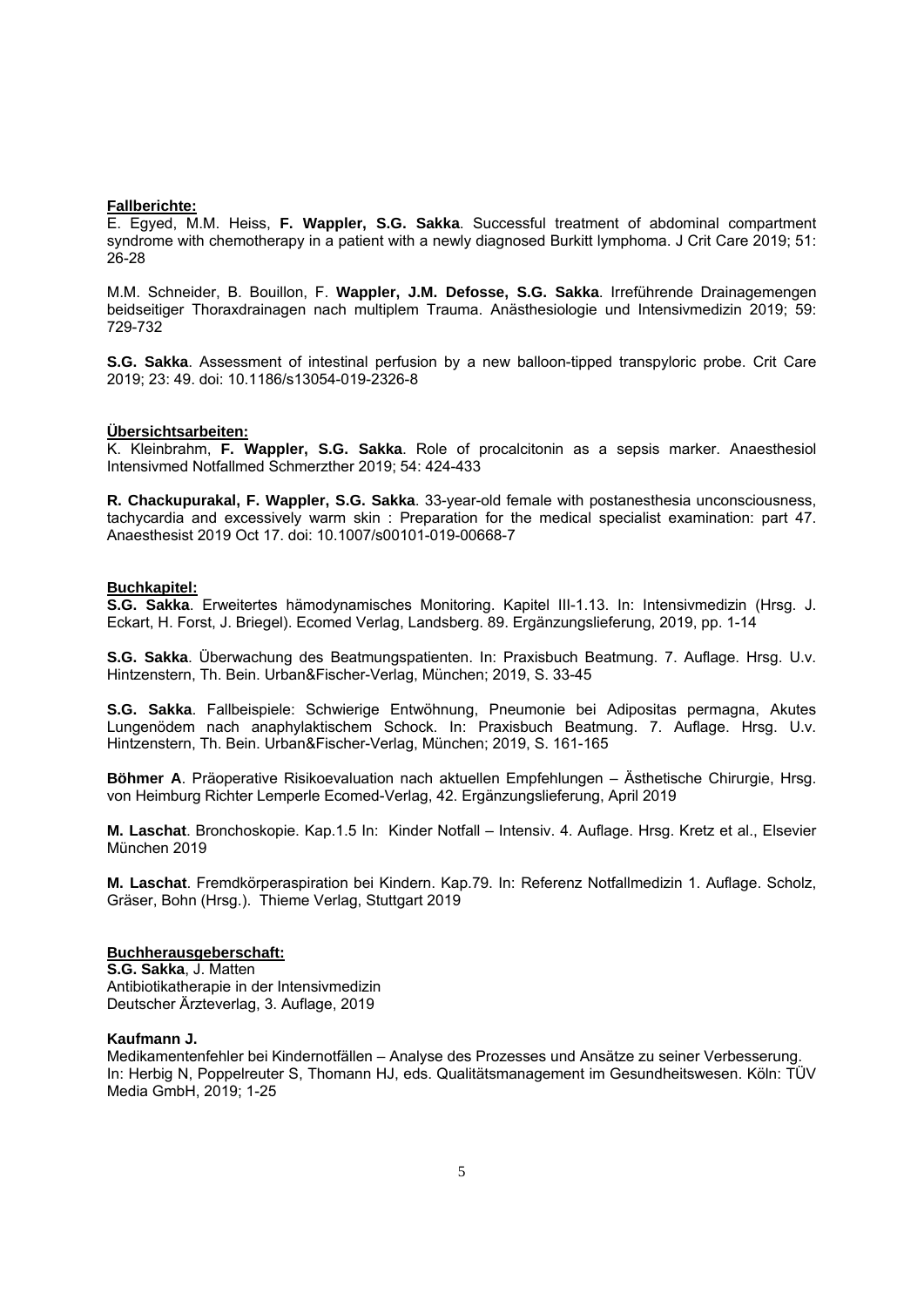**Fallberichte:**

E. Egyed, M.M. Heiss, **F. Wappler, S.G. Sakka**. Successful treatment of abdominal compartment syndrome with chemotherapy in a patient with a newly diagnosed Burkitt lymphoma. J Crit Care 2019; 51: 26-28

M.M. Schneider, B. Bouillon, F. **Wappler, J.M. Defosse, S.G. Sakka**. Irreführende Drainagemengen beidseitiger Thoraxdrainagen nach multiplem Trauma. Anästhesiologie und Intensivmedizin 2019; 59: 729-732

**S.G. Sakka**. Assessment of intestinal perfusion by a new balloon-tipped transpyloric probe. Crit Care 2019; 23: 49. doi: 10.1186/s13054-019-2326-8

**Übersichtsarbeiten:**

K. Kleinbrahm, **F. Wappler, S.G. Sakka**. Role of procalcitonin as a sepsis marker. Anaesthesiol Intensivmed Notfallmed Schmerzther 2019; 54: 424-433

**R. Chackupurakal, F. Wappler, S.G. Sakka**. 33-year-old female with postanesthesia unconsciousness, tachycardia and excessively warm skin : Preparation for the medical specialist examination: part 47. Anaesthesist 2019 Oct 17. doi: 10.1007/s00101-019-00668-7

**Buchkapitel:**

**S.G. Sakka**. Erweitertes hämodynamisches Monitoring. Kapitel III-1.13. In: Intensivmedizin (Hrsg. J. Eckart, H. Forst, J. Briegel). Ecomed Verlag, Landsberg. 89. Ergänzungslieferung, 2019, pp. 1-14

**S.G. Sakka**. Überwachung des Beatmungspatienten. In: Praxisbuch Beatmung. 7. Auflage. Hrsg. U.v. Hintzenstern, Th. Bein. Urban&Fischer-Verlag, München; 2019, S. 33-45

**S.G. Sakka**. Fallbeispiele: Schwierige Entwöhnung, Pneumonie bei Adipositas permagna, Akutes Lungenödem nach anaphylaktischem Schock. In: Praxisbuch Beatmung. 7. Auflage. Hrsg. U.v. Hintzenstern, Th. Bein. Urban&Fischer-Verlag, München; 2019, S. 161-165

**Böhmer A**. Präoperative Risikoevaluation nach aktuellen Empfehlungen – Ästhetische Chirurgie, Hrsg. von Heimburg Richter Lemperle Ecomed-Verlag, 42. Ergänzungslieferung, April 2019

**M. Laschat**. Bronchoskopie. Kap.1.5 In: Kinder Notfall – Intensiv. 4. Auflage. Hrsg. Kretz et al., Elsevier München 2019

**M. Laschat**. Fremdkörperaspiration bei Kindern. Kap.79. In: Referenz Notfallmedizin 1. Auflage. Scholz, Gräser, Bohn (Hrsg.). Thieme Verlag, Stuttgart 2019

**Buchherausgeberschaft:**

**S.G. Sakka**, J. Matten
Antibiotikatherapie in der Intensivmedizin
Deutscher Ärzteverlag, 3. Auflage, 2019

**Kaufmann J.**
Medikamentenfehler bei Kindernotfällen – Analyse des Prozesses und Ansätze zu seiner Verbesserung. In: Herbig N, Poppelreuter S, Thomann HJ, eds. Qualitätsmanagement im Gesundheitswesen. Köln: TÜV Media GmbH, 2019; 1-25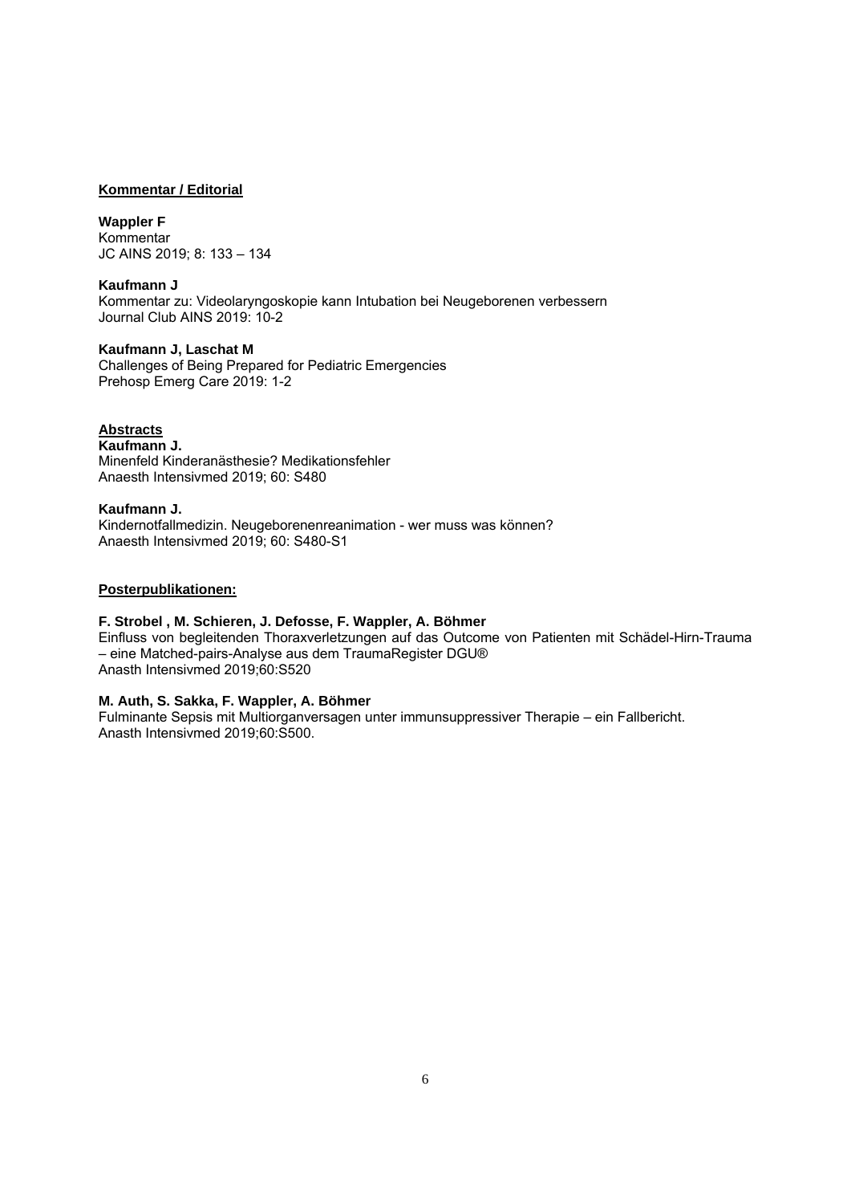**Kommentar / Editorial**

**Wappler F**
Kommentar
JC AINS 2019; 8: 133 – 134

**Kaufmann J**
Kommentar zu: Videolaryngoskopie kann Intubation bei Neugeborenen verbessern
Journal Club AINS 2019: 10-2

**Kaufmann J, Laschat M**
Challenges of Being Prepared for Pediatric Emergencies
Prehosp Emerg Care 2019: 1-2

**Abstracts**

**Kaufmann J.**
Minenfeld Kinderanästhesie? Medikationsfehler
Anaesth Intensivmed 2019; 60: S480

**Kaufmann J.**
Kindernotfallmedizin. Neugeborenenreanimation - wer muss was können?
Anaesth Intensivmed 2019; 60: S480-S1

**Posterpublikationen:**

**F. Strobel , M. Schieren, J. Defosse, F. Wappler, A. Böhmer**
Einfluss von begleitenden Thoraxverletzungen auf das Outcome von Patienten mit Schädel-Hirn-Trauma – eine Matched-pairs-Analyse aus dem TraumaRegister DGU®
Anasth Intensivmed 2019;60:S520

**M. Auth, S. Sakka, F. Wappler, A. Böhmer**
Fulminante Sepsis mit Multiorganversagen unter immunsuppressiver Therapie – ein Fallbericht.
Anasth Intensivmed 2019;60:S500.